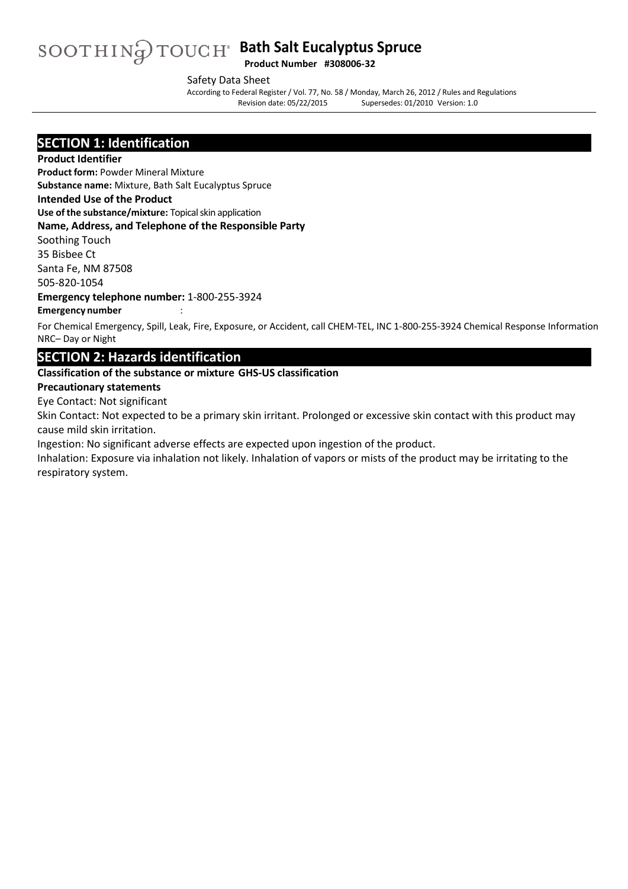# SOOTHING TOUCH® Bath Salt Eucalyptus Spruce

**Product Number #308006-32**

Safety Data Sheet

According to Federal Register / Vol. 77, No. 58 / Monday, March 26, 2012 / Rules and Regulations

Revision date: 05/22/2015 Supersedes: 01/2010 Version: 1.0

## SECTION 1: Identification

**Product Identifier**

**Product form:** Powder Mineral Mixture

**Substance name:** Mixture, Bath Salt Eucalyptus Spruce

**Intended Use of the Product**

**Use of the substance/mixture:** Topical skin application

**Name, Address, and Telephone of the Responsible Party**

Soothing Touch
35 Bisbee Ct
Santa Fe, NM 87508
505-820-1054

**Emergency telephone number:** 1-800-255-3924

**Emergency number** :

For Chemical Emergency, Spill, Leak, Fire, Exposure, or Accident, call CHEM-TEL, INC 1-800-255-3924 Chemical Response Information NRC– Day or Night

## SECTION 2: Hazards identification

**Classification of the substance or mixture GHS-US classification**

**Precautionary statements**

Eye Contact: Not significant

Skin Contact: Not expected to be a primary skin irritant. Prolonged or excessive skin contact with this product may cause mild skin irritation.

Ingestion: No significant adverse effects are expected upon ingestion of the product.

Inhalation: Exposure via inhalation not likely. Inhalation of vapors or mists of the product may be irritating to the respiratory system.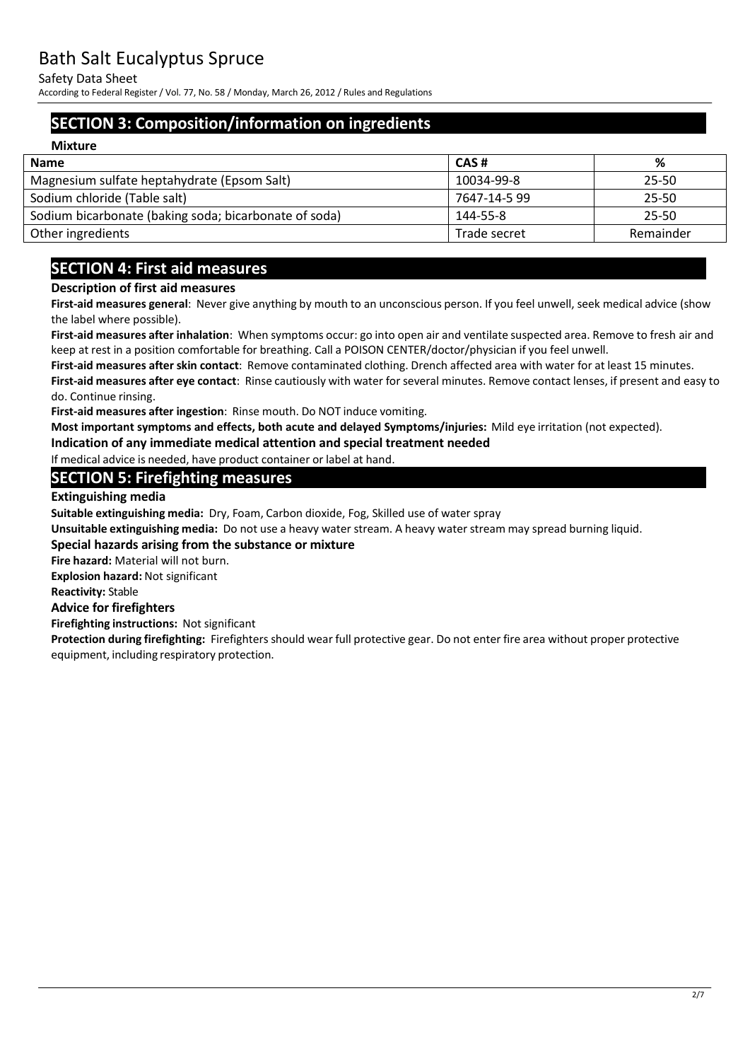## SECTION 3: Composition/information on ingredients

**Mixture**

| Name | CAS # | % |
|---|---|---|
| Magnesium sulfate heptahydrate (Epsom Salt) | 10034-99-8 | 25-50 |
| Sodium chloride (Table salt) | 7647-14-5 99 | 25-50 |
| Sodium bicarbonate (baking soda; bicarbonate of soda) | 144-55-8 | 25-50 |
| Other ingredients | Trade secret | Remainder |

## SECTION 4: First aid measures

**Description of first aid measures**

**First-aid measures general**: Never give anything by mouth to an unconscious person. If you feel unwell, seek medical advice (show the label where possible).

**First-aid measures after inhalation**: When symptoms occur: go into open air and ventilate suspected area. Remove to fresh air and keep at rest in a position comfortable for breathing. Call a POISON CENTER/doctor/physician if you feel unwell.

**First-aid measures after skin contact**: Remove contaminated clothing. Drench affected area with water for at least 15 minutes.

**First-aid measures after eye contact**: Rinse cautiously with water for several minutes. Remove contact lenses, if present and easy to do. Continue rinsing.

**First-aid measures after ingestion**: Rinse mouth. Do NOT induce vomiting.

**Most important symptoms and effects, both acute and delayed Symptoms/injuries:** Mild eye irritation (not expected).

**Indication of any immediate medical attention and special treatment needed**

If medical advice is needed, have product container or label at hand.

## SECTION 5: Firefighting measures

**Extinguishing media**

**Suitable extinguishing media:** Dry, Foam, Carbon dioxide, Fog, Skilled use of water spray

**Unsuitable extinguishing media:** Do not use a heavy water stream. A heavy water stream may spread burning liquid.

**Special hazards arising from the substance or mixture**

**Fire hazard:** Material will not burn.

**Explosion hazard:** Not significant

**Reactivity:** Stable

**Advice for firefighters**

**Firefighting instructions:** Not significant

**Protection during firefighting:** Firefighters should wear full protective gear. Do not enter fire area without proper protective equipment, including respiratory protection.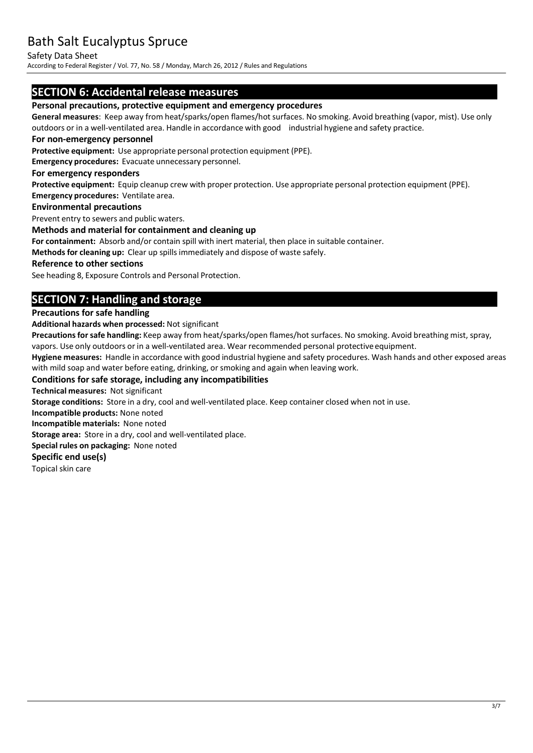## SECTION 6: Accidental release measures

### Personal precautions, protective equipment and emergency procedures

**General measures**: Keep away from heat/sparks/open flames/hot surfaces. No smoking. Avoid breathing (vapor, mist). Use only outdoors or in a well-ventilated area. Handle in accordance with good industrial hygiene and safety practice.

### For non-emergency personnel

**Protective equipment:** Use appropriate personal protection equipment (PPE).

**Emergency procedures:** Evacuate unnecessary personnel.

### For emergency responders

**Protective equipment:** Equip cleanup crew with proper protection. Use appropriate personal protection equipment (PPE).

**Emergency procedures:** Ventilate area.

### Environmental precautions

Prevent entry to sewers and public waters.

### Methods and material for containment and cleaning up

**For containment:** Absorb and/or contain spill with inert material, then place in suitable container.

**Methods for cleaning up:** Clear up spills immediately and dispose of waste safely.

### Reference to other sections

See heading 8, Exposure Controls and Personal Protection.

## SECTION 7: Handling and storage

### Precautions for safe handling

**Additional hazards when processed:** Not significant

**Precautions for safe handling:** Keep away from heat/sparks/open flames/hot surfaces. No smoking. Avoid breathing mist, spray, vapors. Use only outdoors or in a well-ventilated area. Wear recommended personal protective equipment.

**Hygiene measures:** Handle in accordance with good industrial hygiene and safety procedures. Wash hands and other exposed areas with mild soap and water before eating, drinking, or smoking and again when leaving work.

### Conditions for safe storage, including any incompatibilities

**Technical measures:** Not significant

**Storage conditions:** Store in a dry, cool and well-ventilated place. Keep container closed when not in use.

**Incompatible products:** None noted

**Incompatible materials:** None noted

**Storage area:** Store in a dry, cool and well-ventilated place.

**Special rules on packaging:** None noted

### Specific end use(s)

Topical skin care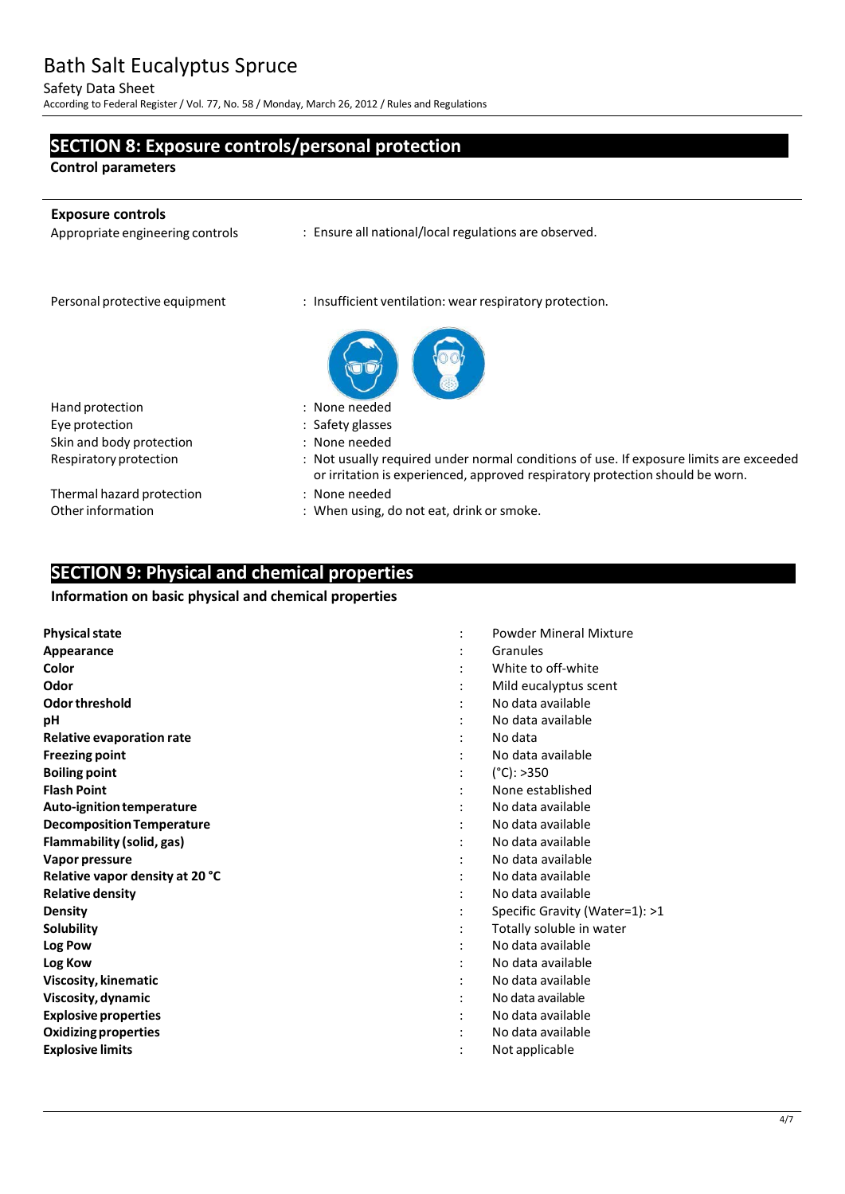## SECTION 8: Exposure controls/personal protection

**Control parameters**

**Exposure controls**

| | |
|---|---|
| Appropriate engineering controls | : Ensure all national/local regulations are observed. |
| Personal protective equipment | : Insufficient ventilation: wear respiratory protection. |
| Hand protection | : None needed |
| Eye protection | : Safety glasses |
| Skin and body protection | : None needed |
| Respiratory protection | : Not usually required under normal conditions of use. If exposure limits are exceeded or irritation is experienced, approved respiratory protection should be worn. |
| Thermal hazard protection | : None needed |
| Other information | : When using, do not eat, drink or smoke. |

## SECTION 9: Physical and chemical properties

**Information on basic physical and chemical properties**

| | | |
|---|---|---|
| **Physical state** | : | Powder Mineral Mixture |
| **Appearance** | : | Granules |
| **Color** | : | White to off-white |
| **Odor** | : | Mild eucalyptus scent |
| **Odor threshold** | : | No data available |
| **pH** | : | No data available |
| **Relative evaporation rate** | : | No data |
| **Freezing point** | : | No data available |
| **Boiling point** | : | (°C): >350 |
| **Flash Point** | : | None established |
| **Auto-ignition temperature** | : | No data available |
| **Decomposition Temperature** | : | No data available |
| **Flammability (solid, gas)** | : | No data available |
| **Vapor pressure** | : | No data available |
| **Relative vapor density at 20 °C** | : | No data available |
| **Relative density** | : | No data available |
| **Density** | : | Specific Gravity (Water=1): >1 |
| **Solubility** | : | Totally soluble in water |
| **Log Pow** | : | No data available |
| **Log Kow** | : | No data available |
| **Viscosity, kinematic** | : | No data available |
| **Viscosity, dynamic** | : | No data available |
| **Explosive properties** | : | No data available |
| **Oxidizing properties** | : | No data available |
| **Explosive limits** | : | Not applicable |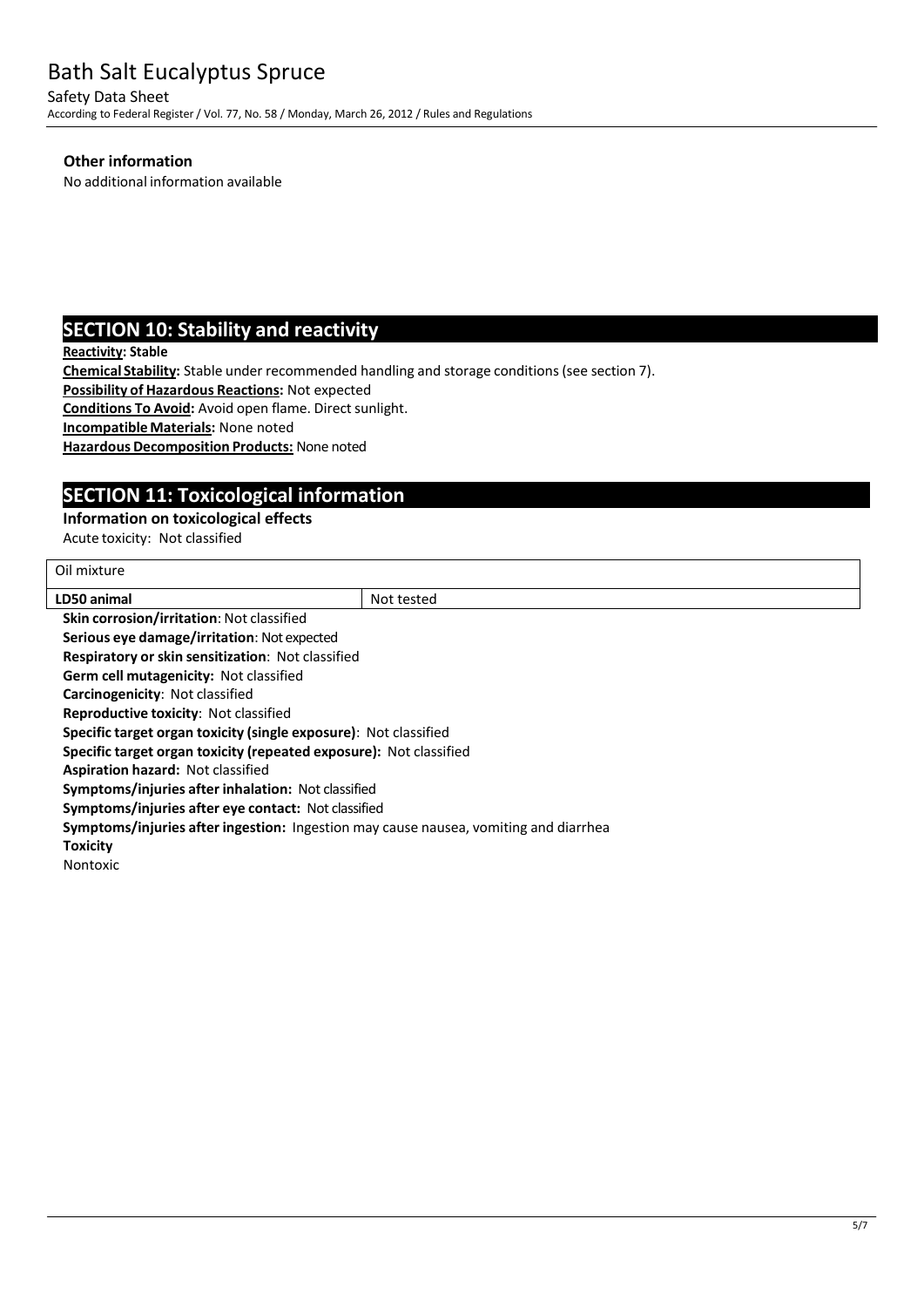**Other information**

No additional information available

## SECTION 10: Stability and reactivity

**Reactivity: Stable**

**Chemical Stability:** Stable under recommended handling and storage conditions (see section 7).

**Possibility of Hazardous Reactions:** Not expected

**Conditions To Avoid:** Avoid open flame. Direct sunlight.

**Incompatible Materials:** None noted

**Hazardous Decomposition Products:** None noted

## SECTION 11: Toxicological information

**Information on toxicological effects**

Acute toxicity: Not classified

| Oil mixture | |
|---|---|
| **LD50 animal** | Not tested |

**Skin corrosion/irritation**: Not classified

**Serious eye damage/irritation**: Not expected

**Respiratory or skin sensitization**: Not classified

**Germ cell mutagenicity:** Not classified

**Carcinogenicity**: Not classified

**Reproductive toxicity**: Not classified

**Specific target organ toxicity (single exposure)**: Not classified

**Specific target organ toxicity (repeated exposure):** Not classified

**Aspiration hazard:** Not classified

**Symptoms/injuries after inhalation:** Not classified

**Symptoms/injuries after eye contact:** Not classified

**Symptoms/injuries after ingestion:** Ingestion may cause nausea, vomiting and diarrhea

**Toxicity**

Nontoxic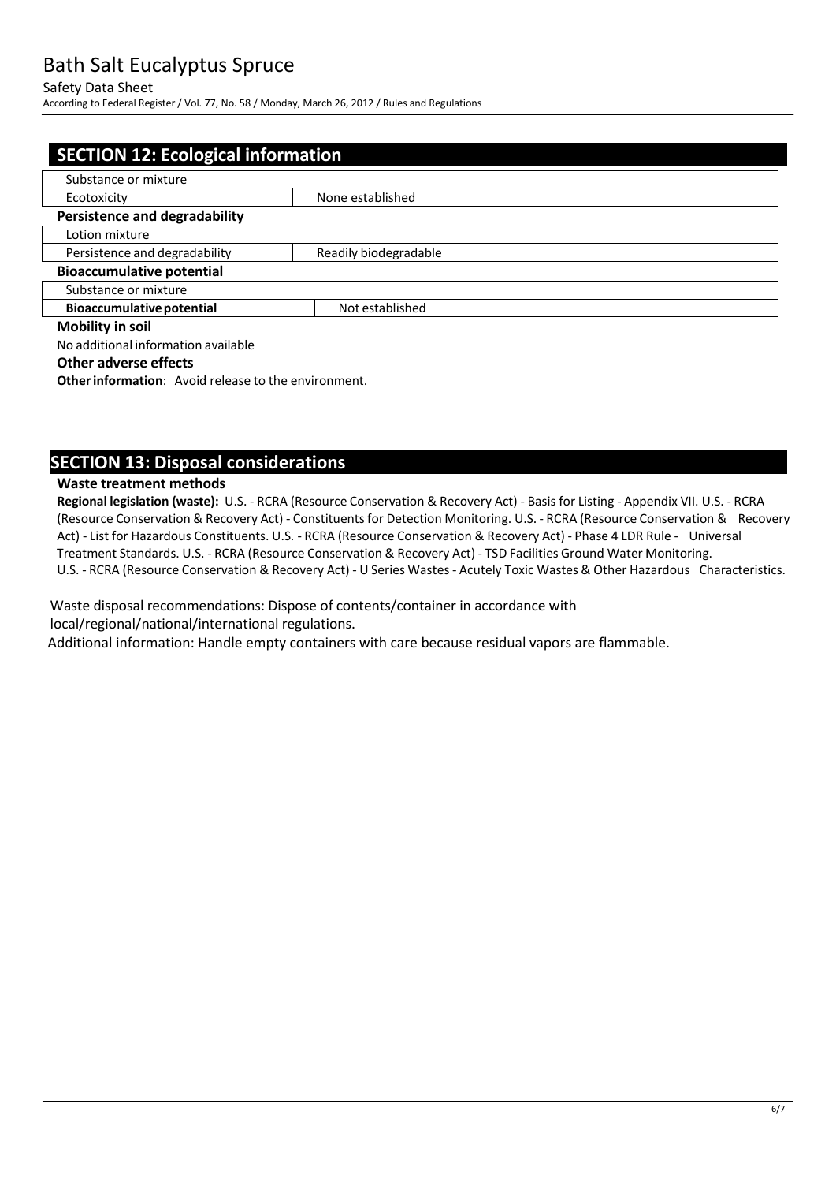## SECTION 12: Ecological information

| Substance or mixture | |
|---|---|
| Ecotoxicity | None established |

**Persistence and degradability**

| Lotion mixture | |
|---|---|
| Persistence and degradability | Readily biodegradable |

**Bioaccumulative potential**

| Substance or mixture | |
|---|---|
| **Bioaccumulative potential** | Not established |

**Mobility in soil**

No additional information available

**Other adverse effects**

**Other information**: Avoid release to the environment.

## SECTION 13: Disposal considerations

**Waste treatment methods**

**Regional legislation (waste):** U.S. - RCRA (Resource Conservation & Recovery Act) - Basis for Listing - Appendix VII. U.S. - RCRA (Resource Conservation & Recovery Act) - Constituents for Detection Monitoring. U.S. - RCRA (Resource Conservation & Recovery Act) - List for Hazardous Constituents. U.S. - RCRA (Resource Conservation & Recovery Act) - Phase 4 LDR Rule - Universal Treatment Standards. U.S. - RCRA (Resource Conservation & Recovery Act) - TSD Facilities Ground Water Monitoring. U.S. - RCRA (Resource Conservation & Recovery Act) - U Series Wastes - Acutely Toxic Wastes & Other Hazardous Characteristics.

Waste disposal recommendations: Dispose of contents/container in accordance with local/regional/national/international regulations.

Additional information: Handle empty containers with care because residual vapors are flammable.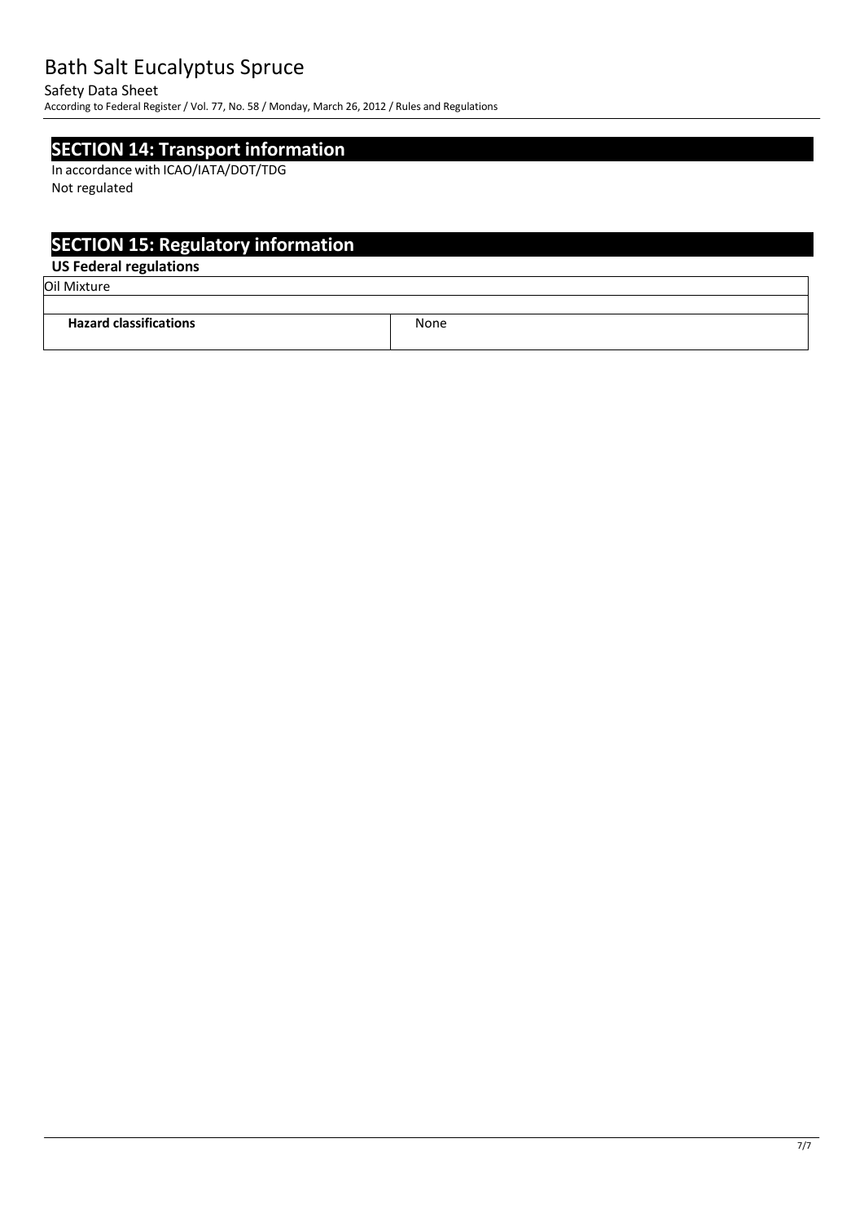## SECTION 14: Transport information

In accordance with ICAO/IATA/DOT/TDG

Not regulated

## SECTION 15: Regulatory information

### US Federal regulations

| Oil Mixture | |
|---|---|
| | |
| **Hazard classifications** | None |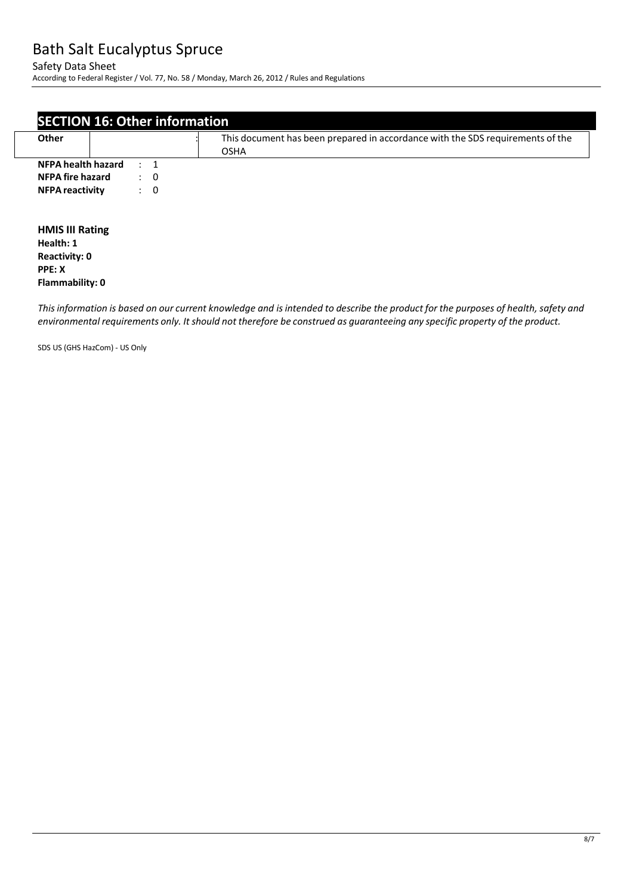## SECTION 16: Other information

| | |
|---|---|
| **Other** | : This document has been prepared in accordance with the SDS requirements of the OSHA |

**NFPA health hazard** : 1
**NFPA fire hazard** : 0
**NFPA reactivity** : 0

**HMIS III Rating**
**Health: 1**
**Reactivity: 0**
**PPE: X**
**Flammability: 0**

*This information is based on our current knowledge and is intended to describe the product for the purposes of health, safety and environmental requirements only. It should not therefore be construed as guaranteeing any specific property of the product.*

SDS US (GHS HazCom) - US Only